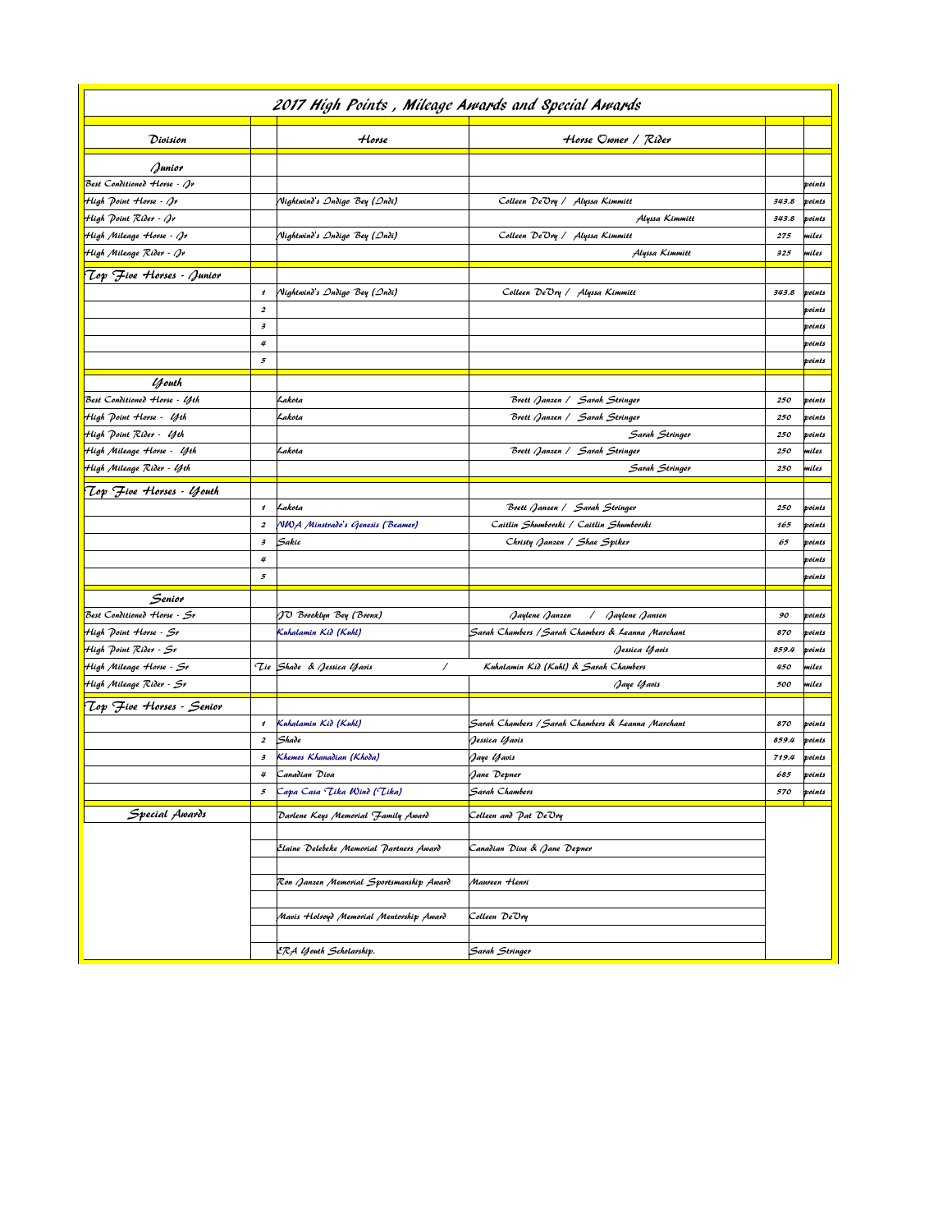## 2017 High Points , Mileage Awards and Special Awards

| Division | | Horse | Horse Owner / Rider | | |
|---|---|---|---|---|---|
| Junior | | | | | |
| Best Conditioned Horse - Jr | | | | | points |
| High Point Horse - Jr | | Nightwind's Indigo Bey (Indi) | Colleen DeVry / Alyssa Kimmitt | 343.8 | points |
| High Point Rider - Jr | | | Alyssa Kimmitt | 343.8 | points |
| High Mileage Horse - Jr | | Nightwind's Indigo Bey (Indi) | Colleen DeVry / Alyssa Kimmitt | 275 | miles |
| High Mileage Rider - Jr | | | Alyssa Kimmitt | 325 | miles |
| Top Five Horses - Junior | | | | | |
| | 1 | Nightwind's Indigo Bey (Indi) | Colleen DeVry / Alyssa Kimmitt | 343.8 | points |
| | 2 | | | | points |
| | 3 | | | | points |
| | 4 | | | | points |
| | 5 | | | | points |
| Youth | | | | | |
| Best Conditioned Horse - Yth | | Lakota | Brett Janzen / Sarah Stringer | 250 | points |
| High Point Horse - Yth | | Lakota | Brett Janzen / Sarah Stringer | 250 | points |
| High Point Rider - Yth | | | Sarah Stringer | 250 | points |
| High Mileage Horse - Yth | | Lakota | Brett Janzen / Sarah Stringer | 250 | miles |
| High Mileage Rider - Yth | | | Sarah Stringer | 250 | miles |
| Top Five Horses - Youth | | | | | |
| | 1 | Lakota | Brett Janzen / Sarah Stringer | 250 | points |
| | 2 | NWA Minstrado's Genesis (Beamer) | Caitlin Shumborski / Caitlin Shumborski | 165 | points |
| | 3 | Sakic | Christy Janzen / Shae Spiker | 65 | points |
| | 4 | | | | points |
| | 5 | | | | points |
| Senior | | | | | |
| Best Conditioned Horse - Sr | | JV Brooklyn Bey (Bronx) | Jaylene Janzen / Jaylene Jansen | 90 | points |
| High Point Horse - Sr | | Kuhalamin Kid (Kuhl) | Sarah Chambers / Sarah Chambers & Leanna Marchant | 870 | points |
| High Point Rider - Sr | | | Jessica Yavis | 859.4 | points |
| High Mileage Horse - Sr | Tie | Shade & Jessica Yavis / | Kuhalamin Kid (Kuhl) & Sarah Chambers | 450 | miles |
| High Mileage Rider - Sr | | | Jaye Yavis | 500 | miles |
| Top Five Horses - Senior | | | | | |
| | 1 | Kuhalamin Kid (Kuhl) | Sarah Chambers / Sarah Chambers & Leanna Marchant | 870 | points |
| | 2 | Shade | Jessica Yavis | 859.4 | points |
| | 3 | Khemos Khanadian (Khoda) | Jaye Yavis | 719.4 | points |
| | 4 | Canadian Diva | Jane Depner | 685 | points |
| | 5 | Capa Casa Tika Wind (Tika) | Sarah Chambers | 570 | points |
| Special Awards | | Darlene Keys Memorial Family Award | Colleen and Pat DeVry | | |
| | | Elaine Delebeke Memorial Partners Award | Canadian Diva & Jane Depner | | |
| | | Ron Janzen Memorial Sportsmanship Award | Maureen Henri | | |
| | | Mavis Holroyd Memorial Mentorship Award | Colleen DeVry | | |
| | | ERA Youth Scholarship. | Sarah Stringer | | |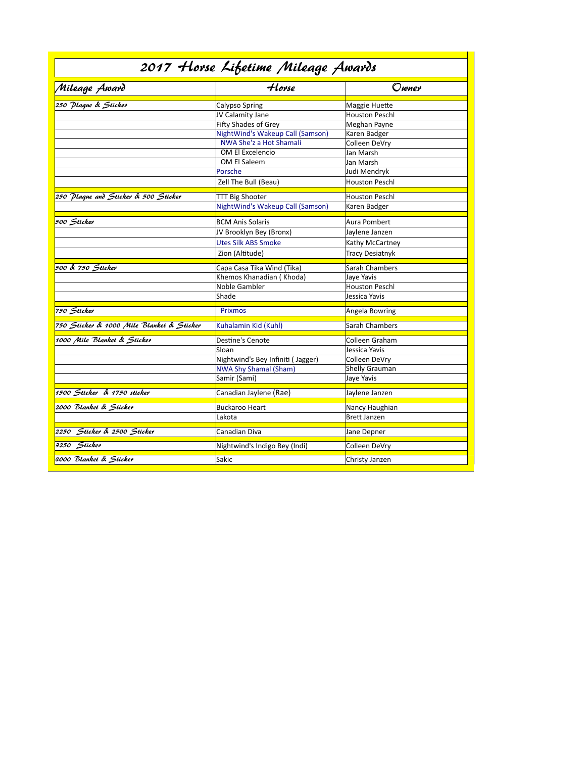# 2017 Horse Lifetime Mileage Awards

| Mileage Award | Horse | Owner |
|---|---|---|
| 250 Plaque & Sticker | Calypso Spring | Maggie Huette |
| | JV Calamity Jane | Houston Peschl |
| | Fifty Shades of Grey | Meghan Payne |
| | NightWind's Wakeup Call (Samson) | Karen Badger |
| | NWA She'z a Hot Shamali | Colleen DeVry |
| | OM El Excelencio | Jan Marsh |
| | OM El Saleem | Jan Marsh |
| | Porsche | Judi Mendryk |
| | Zell The Bull (Beau) | Houston Peschl |
| 250 Plaque and Sticker & 500 Sticker | TTT Big Shooter | Houston Peschl |
| | NightWind's Wakeup Call (Samson) | Karen Badger |
| 500 Sticker | BCM Anis Solaris | Aura Pombert |
| | JV Brooklyn Bey (Bronx) | Jaylene Janzen |
| | Utes Silk ABS Smoke | Kathy McCartney |
| | Zion (Altitude) | Tracy Desiatnyk |
| 500 & 750 Sticker | Capa Casa Tika Wind (Tika) | Sarah Chambers |
| | Khemos Khanadian ( Khoda) | Jaye Yavis |
| | Noble Gambler | Houston Peschl |
| | Shade | Jessica Yavis |
| 750 Sticker | Prixmos | Angela Bowring |
| 750 Sticker & 1000 Mile Blanket & Sticker | Kuhalamin Kid (Kuhl) | Sarah Chambers |
| 1000 Mile Blanket & Sticker | Destine's Cenote | Colleen Graham |
| | Sloan | Jessica Yavis |
| | Nightwind's Bey Infiniti ( Jagger) | Colleen DeVry |
| | NWA Shy Shamal (Sham) | Shelly Grauman |
| | Samir (Sami) | Jaye Yavis |
| 1500 Sticker & 1750 sticker | Canadian Jaylene (Rae) | Jaylene Janzen |
| 2000 Blanket & Sticker | Buckaroo Heart | Nancy Haughian |
| | Lakota | Brett Janzen |
| 2250 Sticker & 2500 Sticker | Canadian Diva | Jane Depner |
| 3250 Sticker | Nightwind's Indigo Bey (Indi) | Colleen DeVry |
| 4000 Blanket & Sticker | Sakic | Christy Janzen |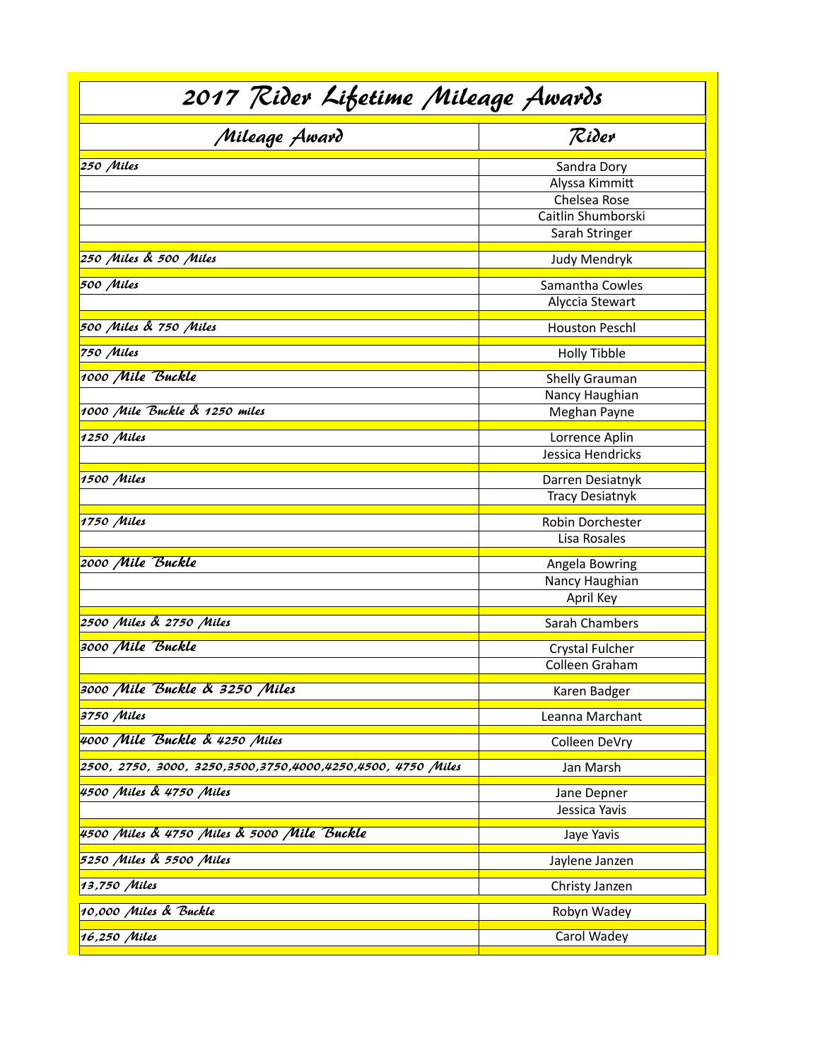# 2017 Rider Lifetime Mileage Awards

| Mileage Award | Rider |
|---|---|
| 250 Miles | Sandra Dory |
| | Alyssa Kimmitt |
| | Chelsea Rose |
| | Caitlin Shumborski |
| | Sarah Stringer |
| 250 Miles & 500 Miles | Judy Mendryk |
| 500 Miles | Samantha Cowles |
| | Alyccia Stewart |
| 500 Miles & 750 Miles | Houston Peschl |
| 750 Miles | Holly Tibble |
| 1000 Mile Buckle | Shelly Grauman |
| | Nancy Haughian |
| 1000 Mile Buckle & 1250 miles | Meghan Payne |
| 1250 Miles | Lorrence Aplin |
| | Jessica Hendricks |
| 1500 Miles | Darren Desiatnyk |
| | Tracy Desiatnyk |
| 1750 Miles | Robin Dorchester |
| | Lisa Rosales |
| 2000 Mile Buckle | Angela Bowring |
| | Nancy Haughian |
| | April Key |
| 2500 Miles & 2750 Miles | Sarah Chambers |
| 3000 Mile Buckle | Crystal Fulcher |
| | Colleen Graham |
| 3000 Mile Buckle & 3250 Miles | Karen Badger |
| 3750 Miles | Leanna Marchant |
| 4000 Mile Buckle & 4250 Miles | Colleen DeVry |
| 2500, 2750, 3000, 3250,3500,3750,4000,4250,4500, 4750 Miles | Jan Marsh |
| 4500 Miles & 4750 Miles | Jane Depner |
| | Jessica Yavis |
| 4500 Miles & 4750 Miles & 5000 Mile Buckle | Jaye Yavis |
| 5250 Miles & 5500 Miles | Jaylene Janzen |
| 13,750 Miles | Christy Janzen |
| 10,000 Miles & Buckle | Robyn Wadey |
| 16,250 Miles | Carol Wadey |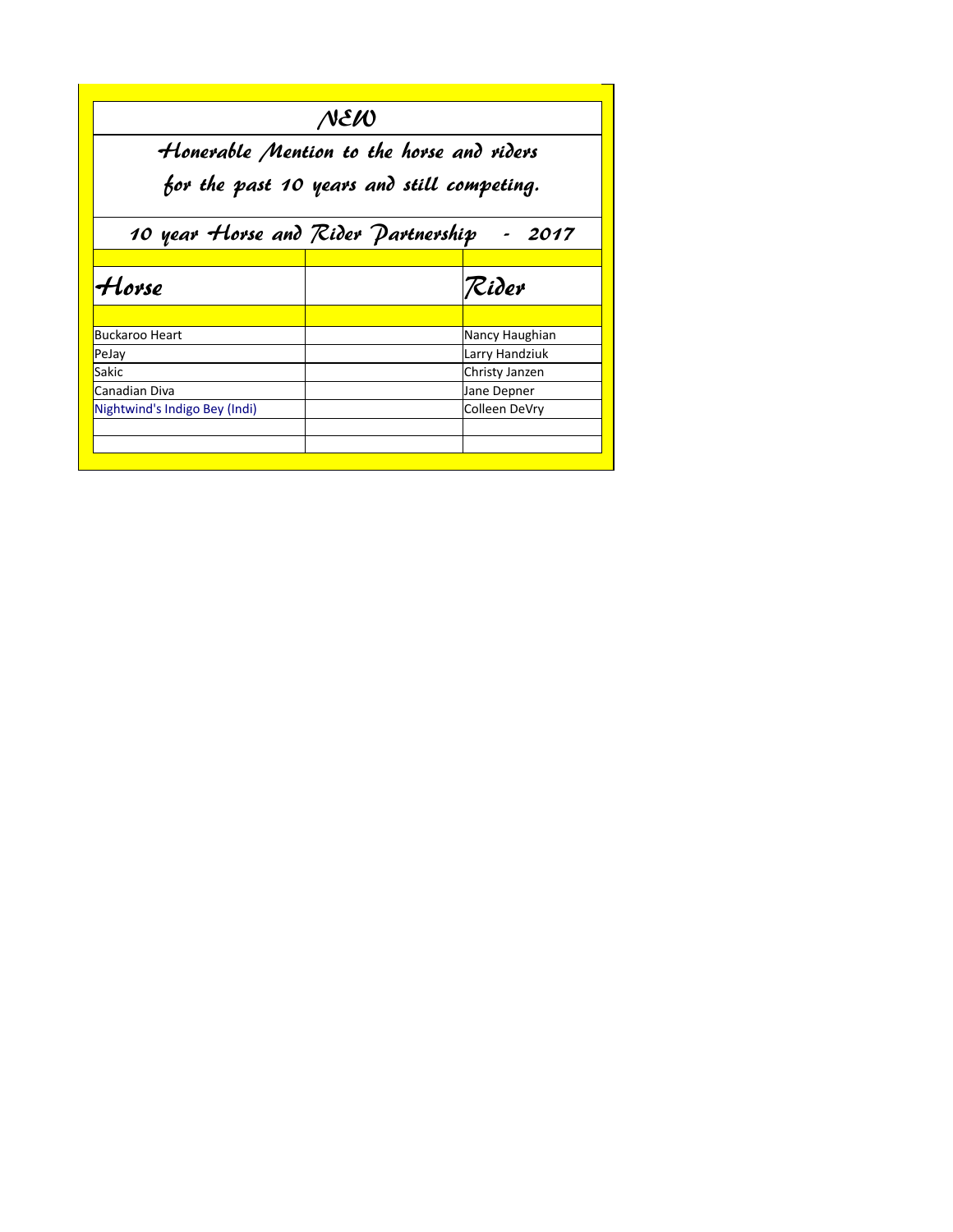# NEW

## Honerable Mention to the horse and riders for the past 10 years and still competing.

## 10 year Horse and Rider Partnership - 2017

| Horse | | Rider |
|---|---|---|
| Buckaroo Heart | | Nancy Haughian |
| PeJay | | Larry Handziuk |
| Sakic | | Christy Janzen |
| Canadian Diva | | Jane Depner |
| Nightwind's Indigo Bey (Indi) | | Colleen DeVry |